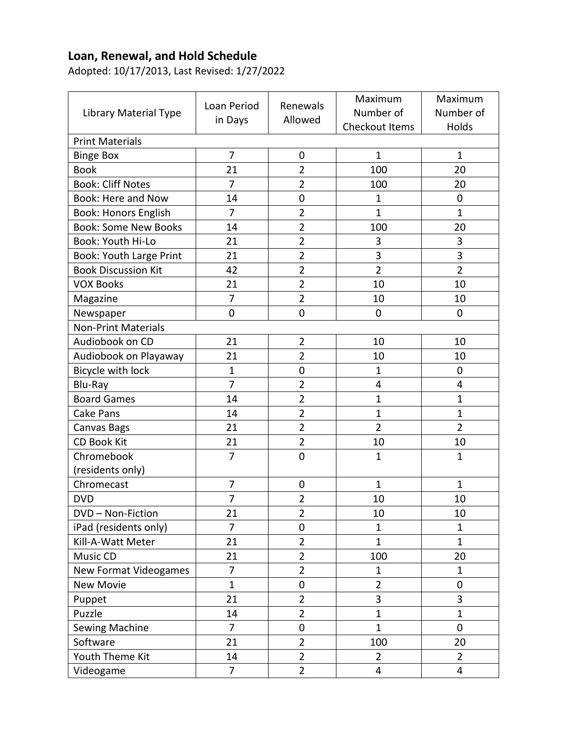## Loan, Renewal, and Hold Schedule

Adopted: 10/17/2013, Last Revised: 1/27/2022

| Library Material Type | Loan Period in Days | Renewals Allowed | Maximum Number of Checkout Items | Maximum Number of Holds |
|---|---|---|---|---|
| Print Materials | | | | |
| Binge Box | 7 | 0 | 1 | 1 |
| Book | 21 | 2 | 100 | 20 |
| Book: Cliff Notes | 7 | 2 | 100 | 20 |
| Book: Here and Now | 14 | 0 | 1 | 0 |
| Book: Honors English | 7 | 2 | 1 | 1 |
| Book: Some New Books | 14 | 2 | 100 | 20 |
| Book: Youth Hi-Lo | 21 | 2 | 3 | 3 |
| Book: Youth Large Print | 21 | 2 | 3 | 3 |
| Book Discussion Kit | 42 | 2 | 2 | 2 |
| VOX Books | 21 | 2 | 10 | 10 |
| Magazine | 7 | 2 | 10 | 10 |
| Newspaper | 0 | 0 | 0 | 0 |
| Non-Print Materials | | | | |
| Audiobook on CD | 21 | 2 | 10 | 10 |
| Audiobook on Playaway | 21 | 2 | 10 | 10 |
| Bicycle with lock | 1 | 0 | 1 | 0 |
| Blu-Ray | 7 | 2 | 4 | 4 |
| Board Games | 14 | 2 | 1 | 1 |
| Cake Pans | 14 | 2 | 1 | 1 |
| Canvas Bags | 21 | 2 | 2 | 2 |
| CD Book Kit | 21 | 2 | 10 | 10 |
| Chromebook (residents only) | 7 | 0 | 1 | 1 |
| Chromecast | 7 | 0 | 1 | 1 |
| DVD | 7 | 2 | 10 | 10 |
| DVD – Non-Fiction | 21 | 2 | 10 | 10 |
| iPad (residents only) | 7 | 0 | 1 | 1 |
| Kill-A-Watt Meter | 21 | 2 | 1 | 1 |
| Music CD | 21 | 2 | 100 | 20 |
| New Format Videogames | 7 | 2 | 1 | 1 |
| New Movie | 1 | 0 | 2 | 0 |
| Puppet | 21 | 2 | 3 | 3 |
| Puzzle | 14 | 2 | 1 | 1 |
| Sewing Machine | 7 | 0 | 1 | 0 |
| Software | 21 | 2 | 100 | 20 |
| Youth Theme Kit | 14 | 2 | 2 | 2 |
| Videogame | 7 | 2 | 4 | 4 |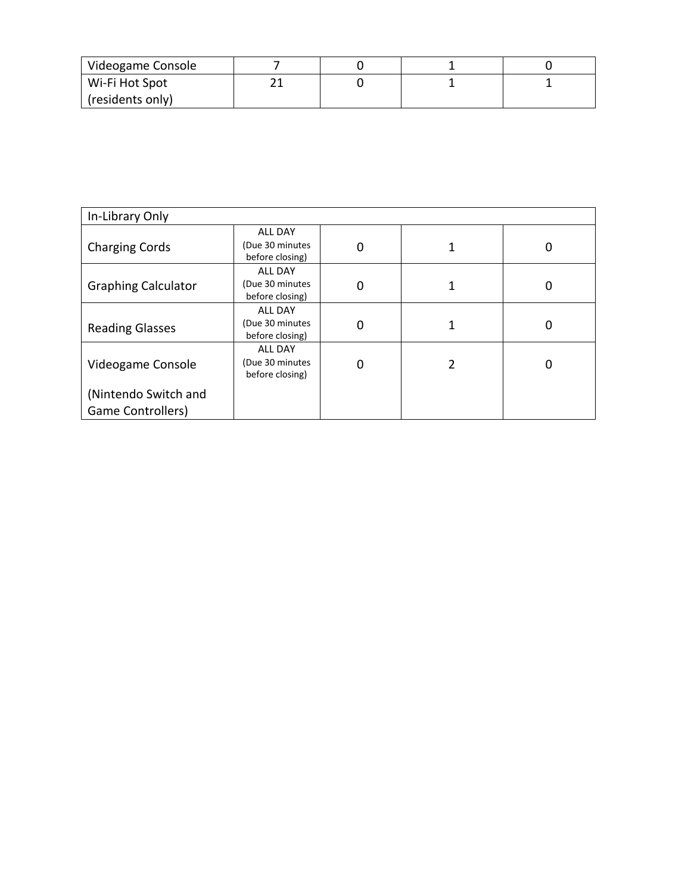| | | | | |
|---|---|---|---|---|
| Videogame Console | 7 | 0 | 1 | 0 |
| Wi-Fi Hot Spot (residents only) | 21 | 0 | 1 | 1 |

| In-Library Only | | | | |
|---|---|---|---|---|
| Charging Cords | ALL DAY (Due 30 minutes before closing) | 0 | 1 | 0 |
| Graphing Calculator | ALL DAY (Due 30 minutes before closing) | 0 | 1 | 0 |
| Reading Glasses | ALL DAY (Due 30 minutes before closing) | 0 | 1 | 0 |
| Videogame Console<br><br>(Nintendo Switch and Game Controllers) | ALL DAY (Due 30 minutes before closing) | 0 | 2 | 0 |